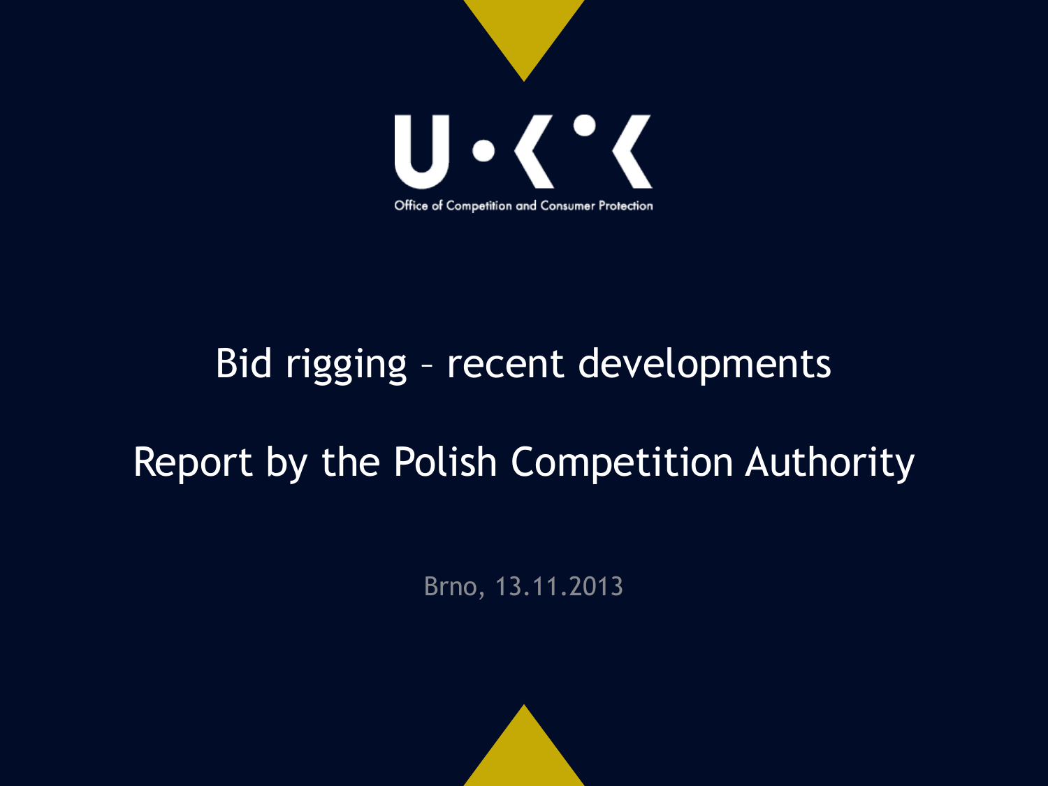U·O·K·K

Office of Competition and Consumer Protection

# Bid rigging – recent developments

# Report by the Polish Competition Authority

Brno, 13.11.2013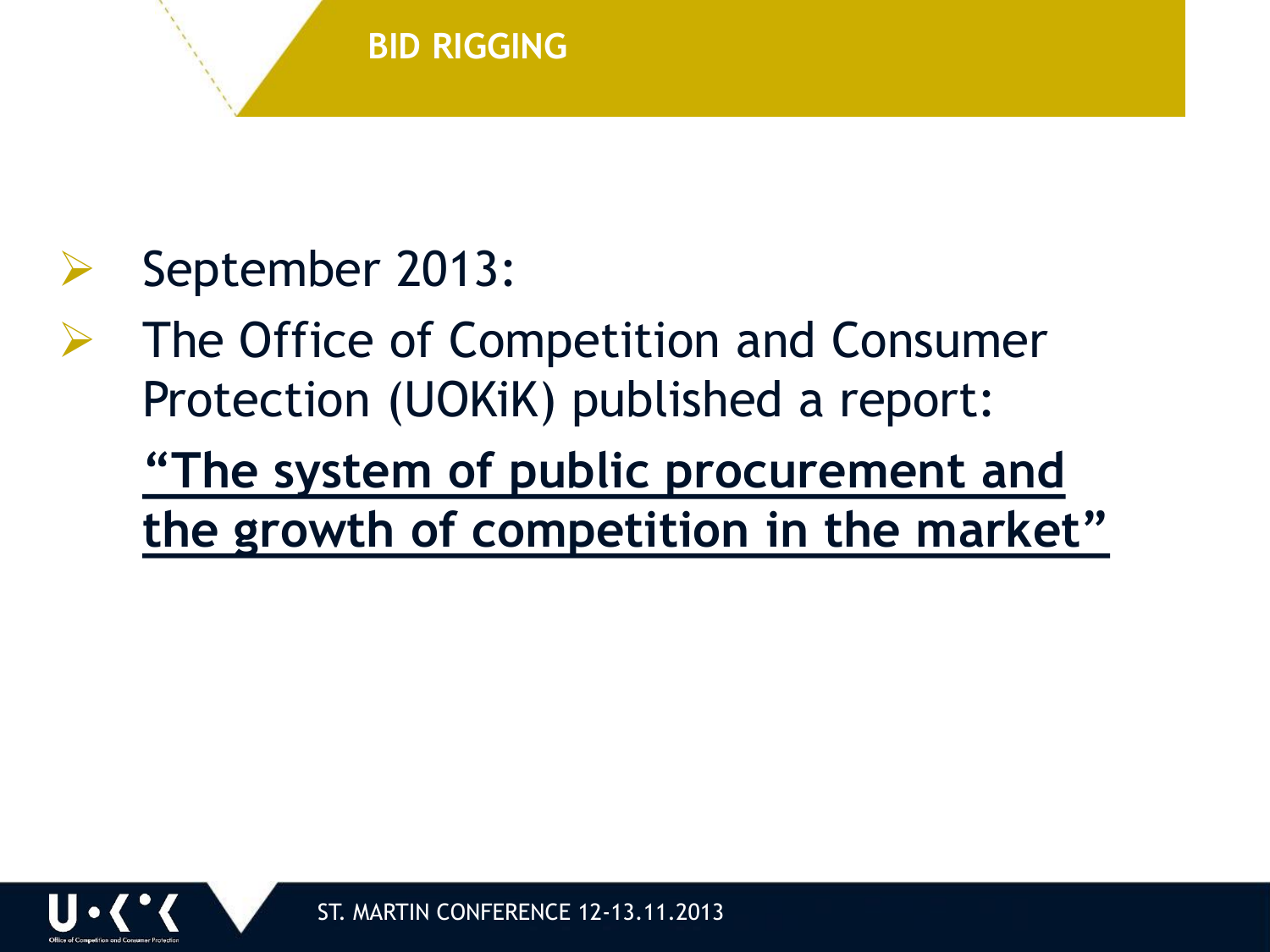## BID RIGGING

- September 2013:
- The Office of Competition and Consumer Protection (UOKiK) published a report:

  **<u>"The system of public procurement and the growth of competition in the market"</u>**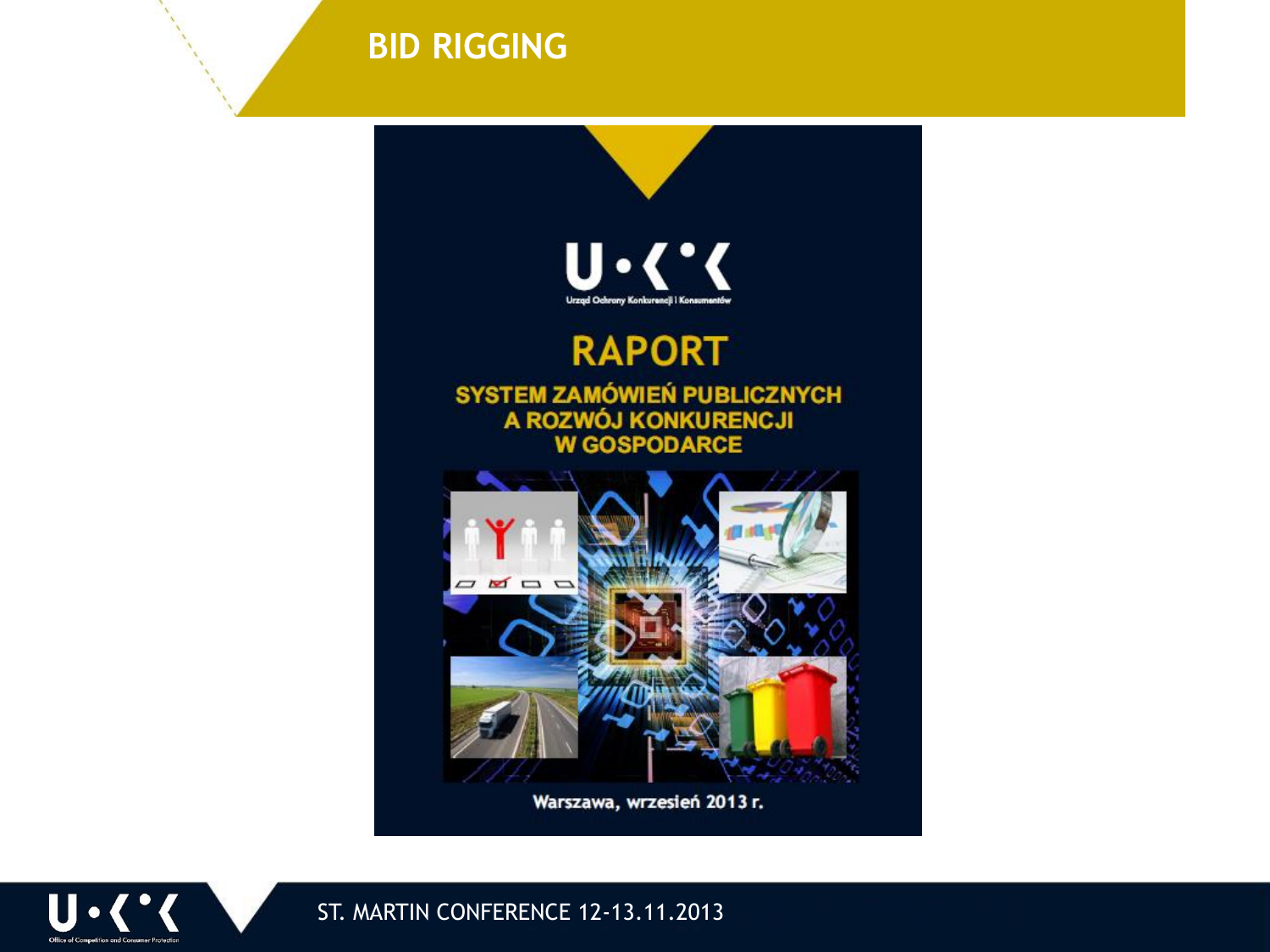# BID RIGGING

U•K•K

Urząd Ochrony Konkurencji i Konsumentów

**RAPORT**

**SYSTEM ZAMÓWIEŃ PUBLICZNYCH A ROZWÓJ KONKURENCJI W GOSPODARCE**

Warszawa, wrzesień 2013 r.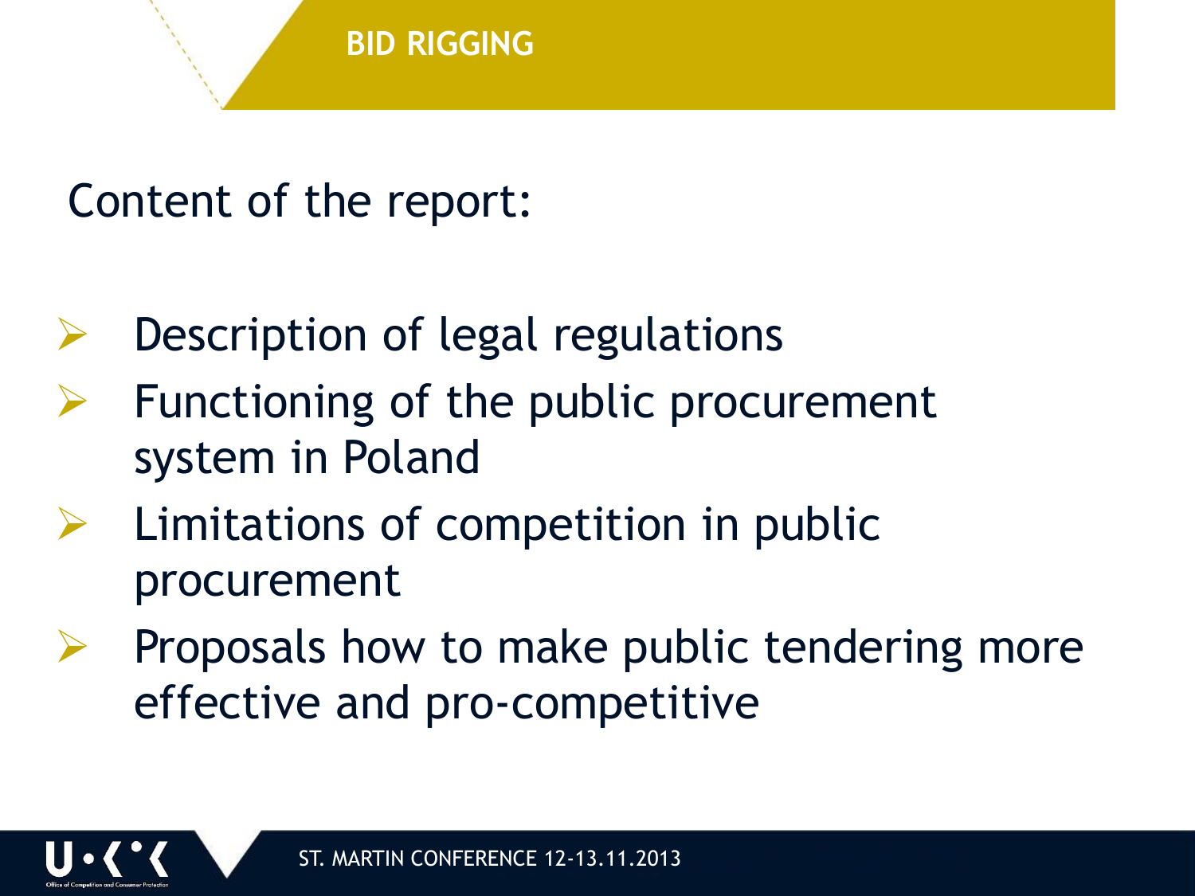## BID RIGGING

Content of the report:

- Description of legal regulations
- Functioning of the public procurement system in Poland
- Limitations of competition in public procurement
- Proposals how to make public tendering more effective and pro-competitive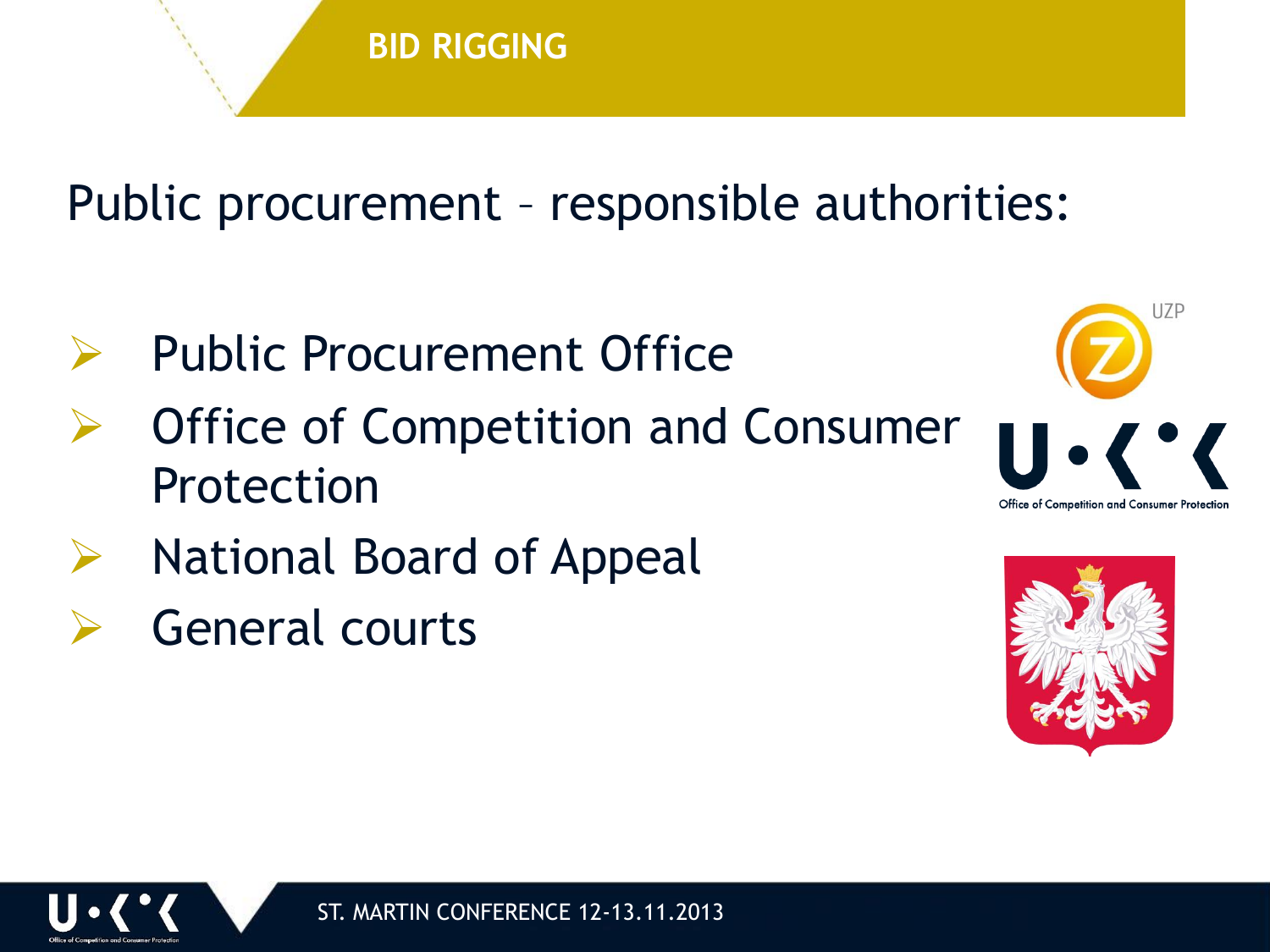## BID RIGGING

Public procurement – responsible authorities:

- Public Procurement Office
- Office of Competition and Consumer Protection
- National Board of Appeal
- General courts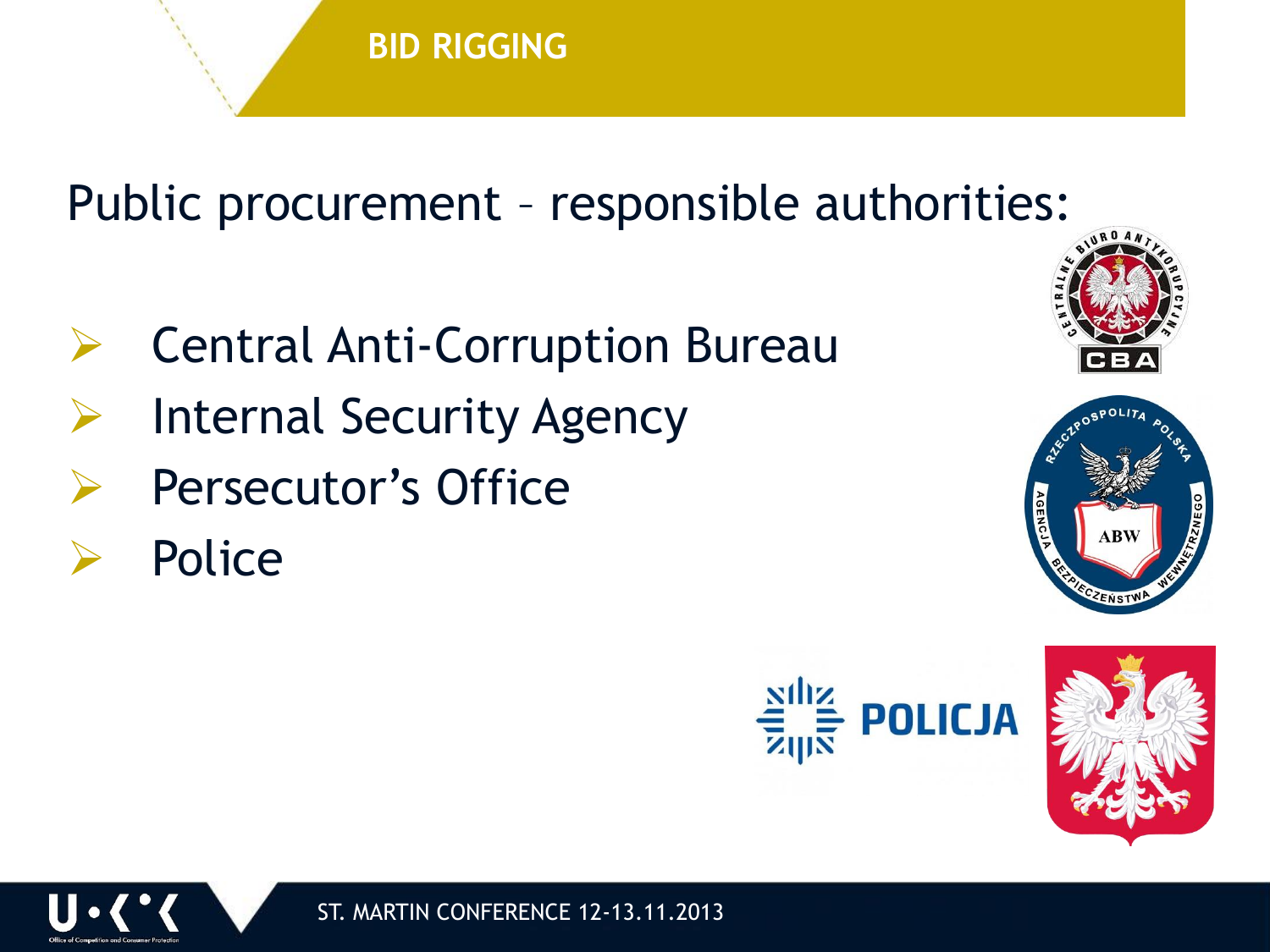# BID RIGGING

## Public procurement – responsible authorities:

- Central Anti-Corruption Bureau
- Internal Security Agency
- Persecutor's Office
- Police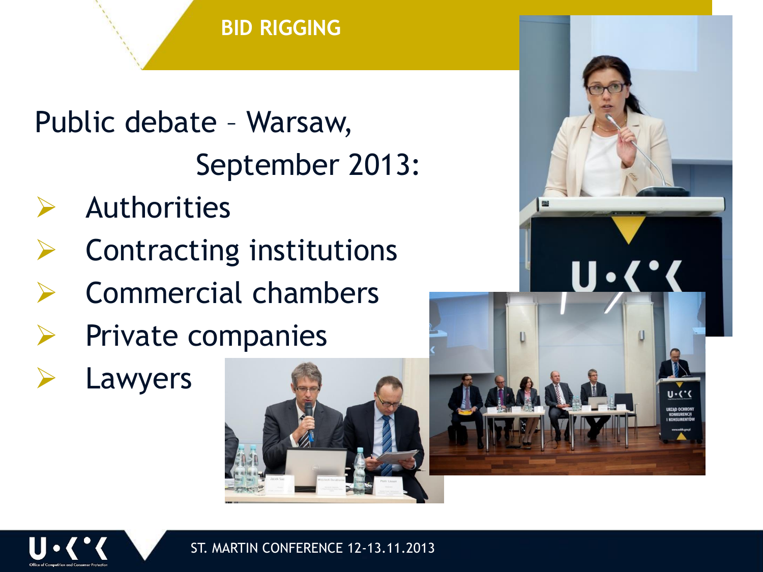## BID RIGGING

Public debate – Warsaw, September 2013:

- Authorities
- Contracting institutions
- Commercial chambers
- Private companies
- Lawyers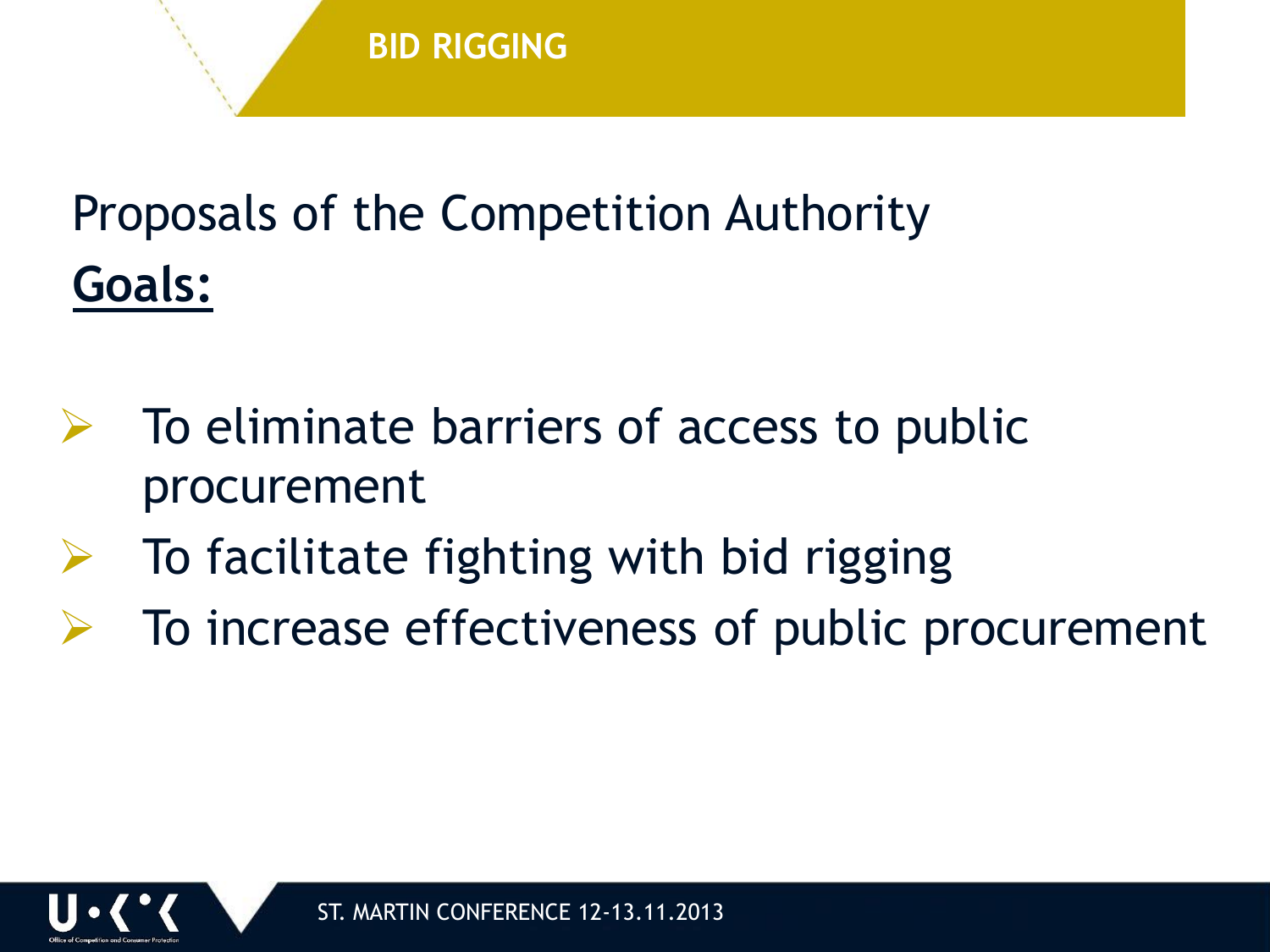# BID RIGGING

Proposals of the Competition Authority

**Goals:**

- To eliminate barriers of access to public procurement
- To facilitate fighting with bid rigging
- To increase effectiveness of public procurement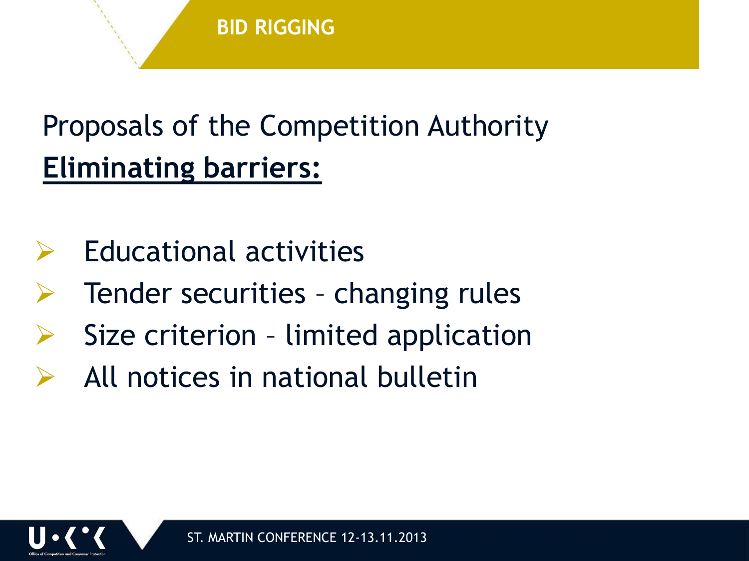# BID RIGGING

Proposals of the Competition Authority

**Eliminating barriers:**

- Educational activities
- Tender securities – changing rules
- Size criterion – limited application
- All notices in national bulletin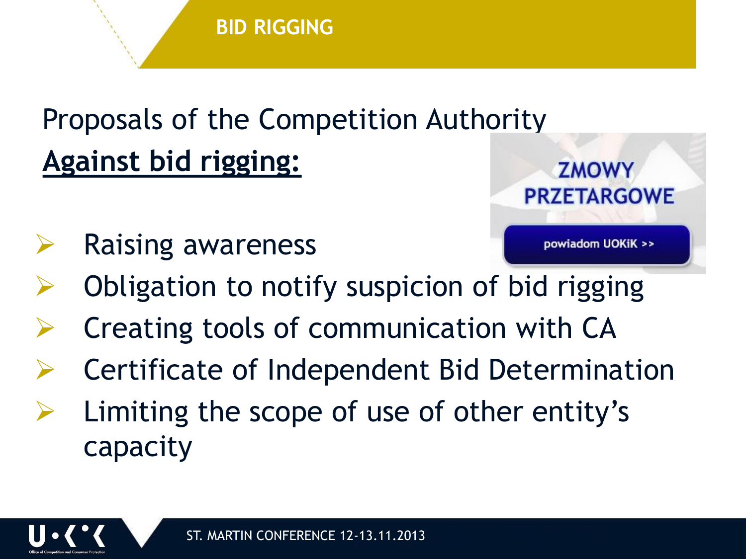## BID RIGGING

Proposals of the Competition Authority

**Against bid rigging:**

ZMOWY PRZETARGOWE

powiadom UOKiK >>

- Raising awareness
- Obligation to notify suspicion of bid rigging
- Creating tools of communication with CA
- Certificate of Independent Bid Determination
- Limiting the scope of use of other entity's capacity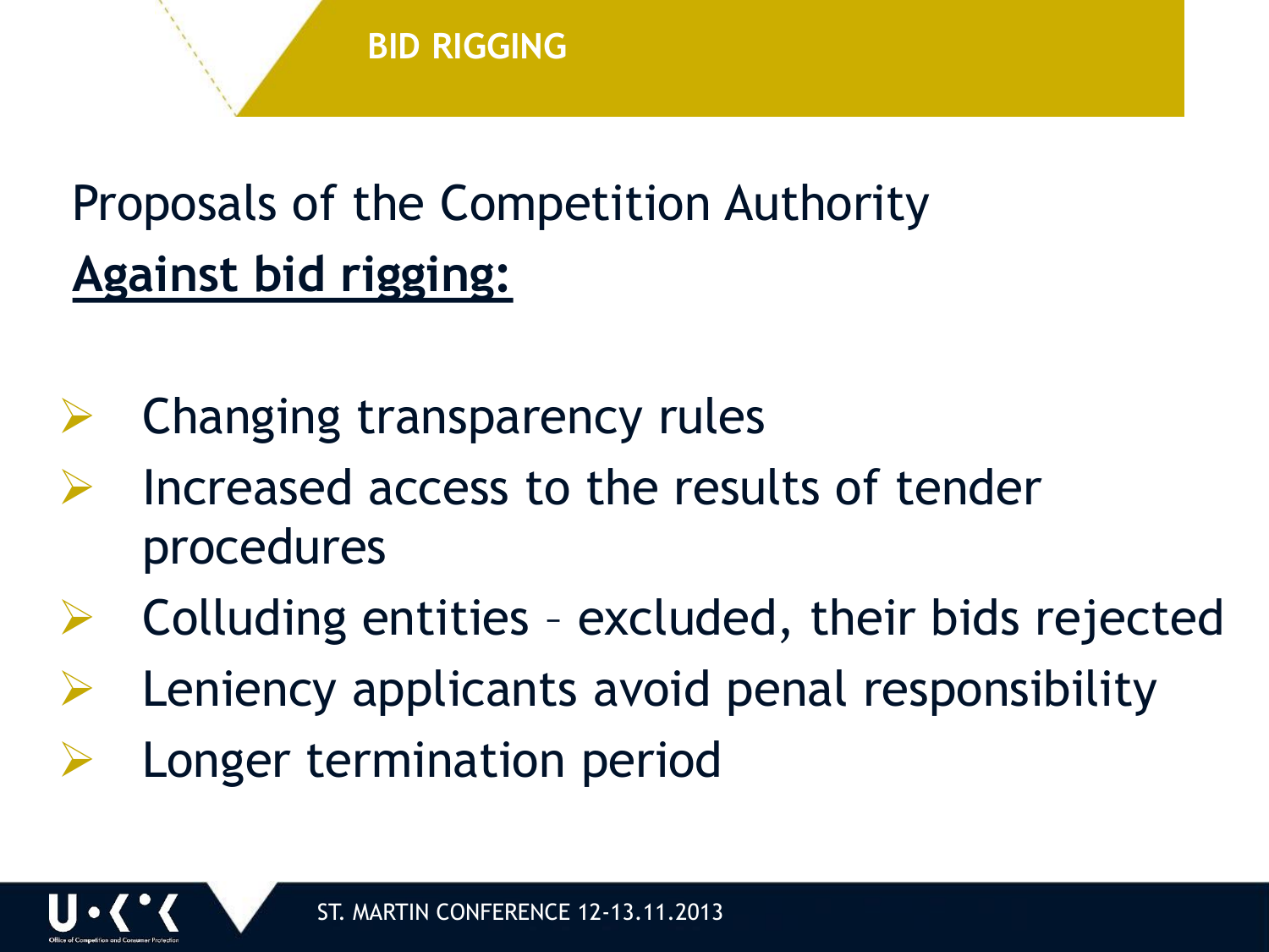## BID RIGGING

Proposals of the Competition Authority

**Against bid rigging:**

- Changing transparency rules
- Increased access to the results of tender procedures
- Colluding entities – excluded, their bids rejected
- Leniency applicants avoid penal responsibility
- Longer termination period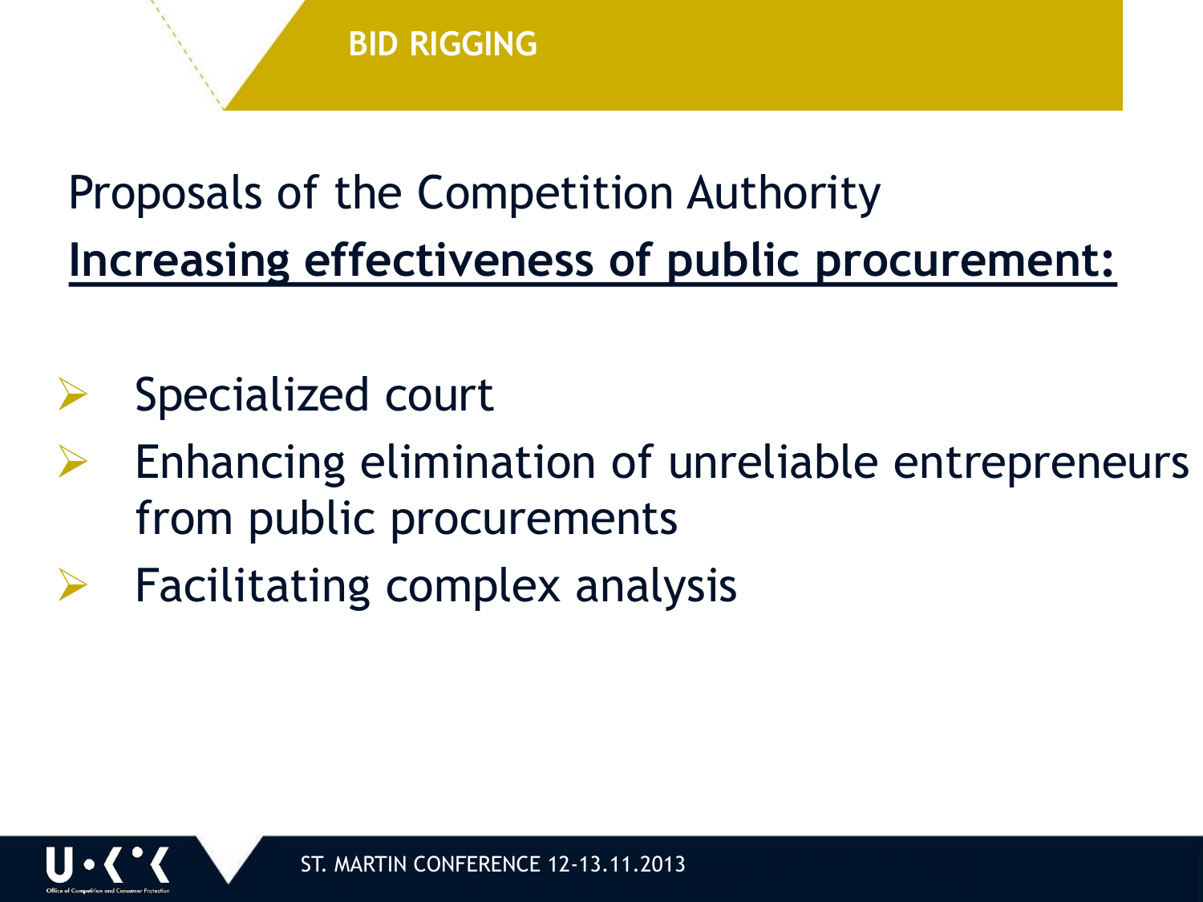## BID RIGGING

Proposals of the Competition Authority

**Increasing effectiveness of public procurement:**

- Specialized court
- Enhancing elimination of unreliable entrepreneurs from public procurements
- Facilitating complex analysis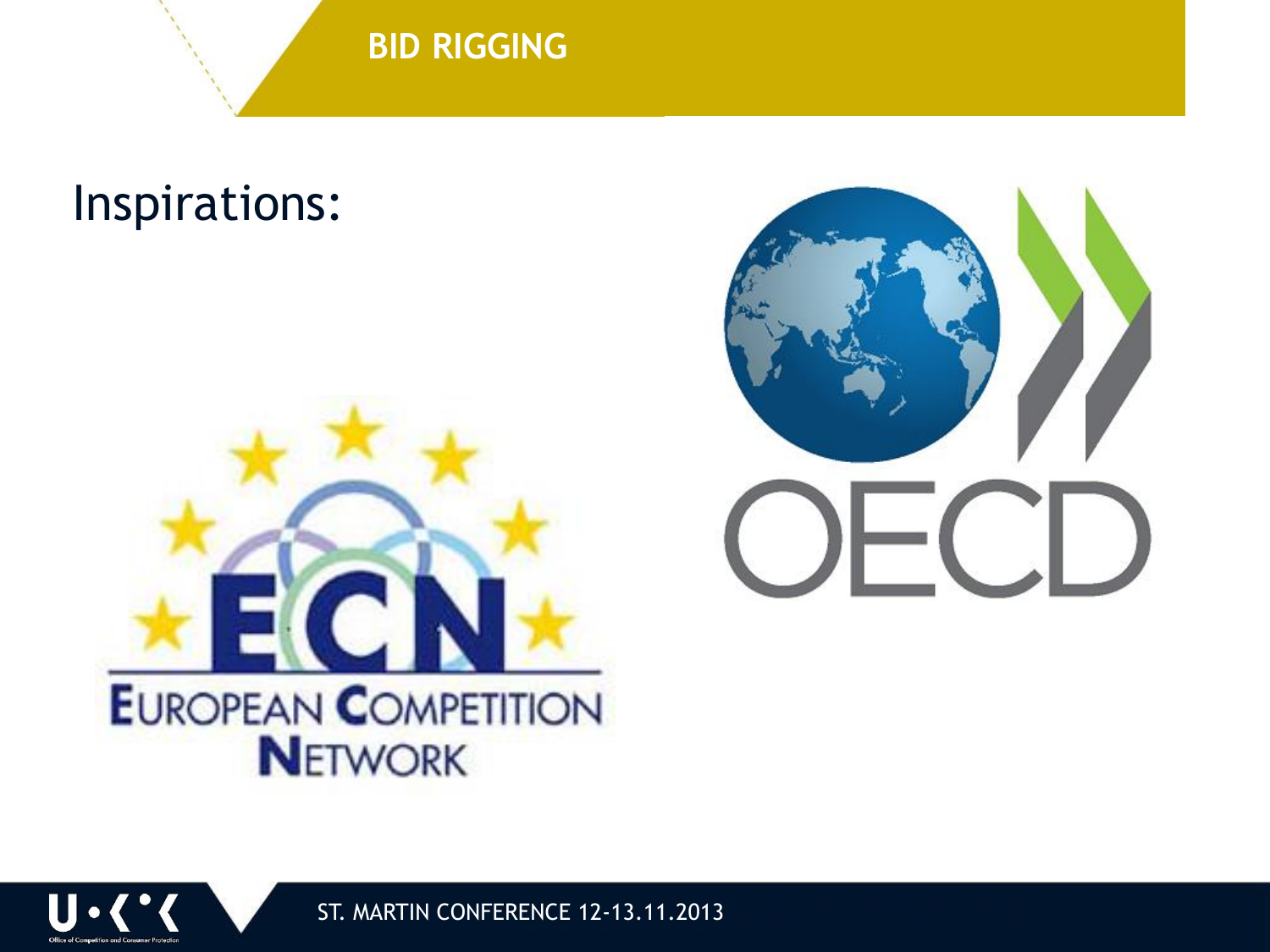# BID RIGGING

Inspirations: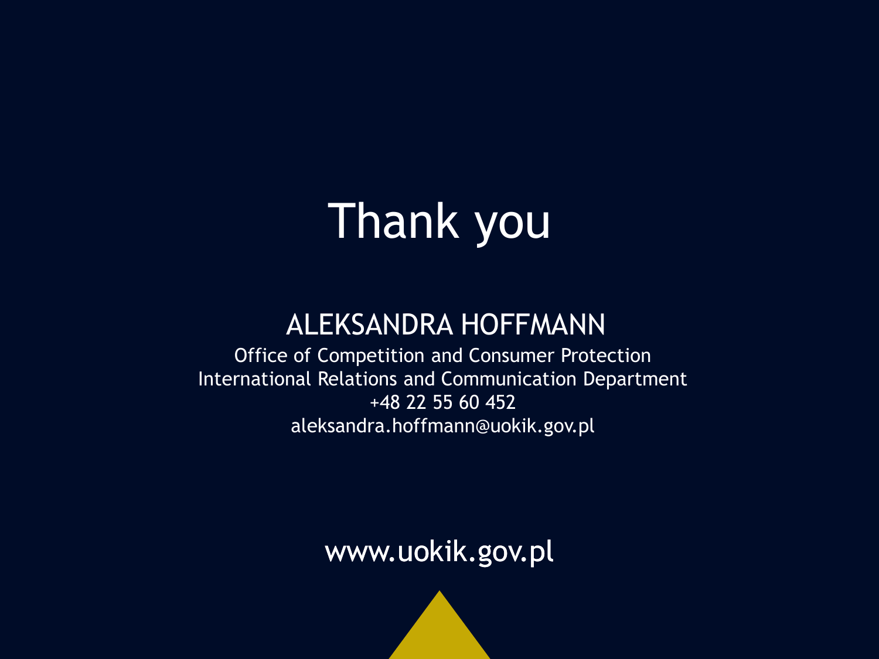# Thank you

## ALEKSANDRA HOFFMANN

Office of Competition and Consumer Protection
International Relations and Communication Department
+48 22 55 60 452
aleksandra.hoffmann@uokik.gov.pl

www.uokik.gov.pl